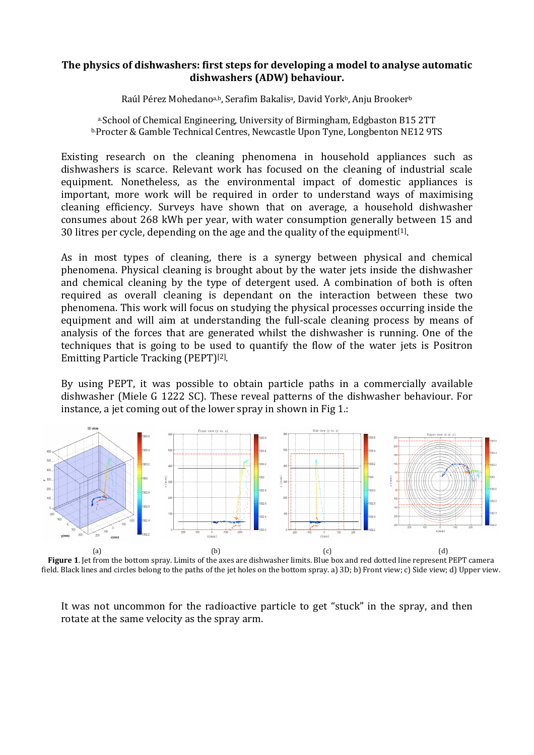# The physics of dishwashers: first steps for developing a model to analyse automatic dishwashers (ADW) behaviour.

Raúl Pérez Mohedano[a,b], Serafim Bakalis[a], David York[b], Anju Brooker[b]

[a] School of Chemical Engineering, University of Birmingham, Edgbaston B15 2TT
[b] Procter & Gamble Technical Centres, Newcastle Upon Tyne, Longbenton NE12 9TS

Existing research on the cleaning phenomena in household appliances such as dishwashers is scarce. Relevant work has focused on the cleaning of industrial scale equipment. Nonetheless, as the environmental impact of domestic appliances is important, more work will be required in order to understand ways of maximising cleaning efficiency. Surveys have shown that on average, a household dishwasher consumes about 268 kWh per year, with water consumption generally between 15 and 30 litres per cycle, depending on the age and the quality of the equipment[1].

As in most types of cleaning, there is a synergy between physical and chemical phenomena. Physical cleaning is brought about by the water jets inside the dishwasher and chemical cleaning by the type of detergent used. A combination of both is often required as overall cleaning is dependant on the interaction between these two phenomena. This work will focus on studying the physical processes occurring inside the equipment and will aim at understanding the full-scale cleaning process by means of analysis of the forces that are generated whilst the dishwasher is running. One of the techniques that is going to be used to quantify the flow of the water jets is Positron Emitting Particle Tracking (PEPT)[2].

By using PEPT, it was possible to obtain particle paths in a commercially available dishwasher (Miele G 1222 SC). These reveal patterns of the dishwasher behaviour. For instance, a jet coming out of the lower spray in shown in Fig 1.:

(a) (b) (c) (d)

**Figure 1**. Jet from the bottom spray. Limits of the axes are dishwasher limits. Blue box and red dotted line represent PEPT camera field. Black lines and circles belong to the paths of the jet holes on the bottom spray. a) 3D; b) Front view; c) Side view; d) Upper view.

It was not uncommon for the radioactive particle to get "stuck" in the spray, and then rotate at the same velocity as the spray arm.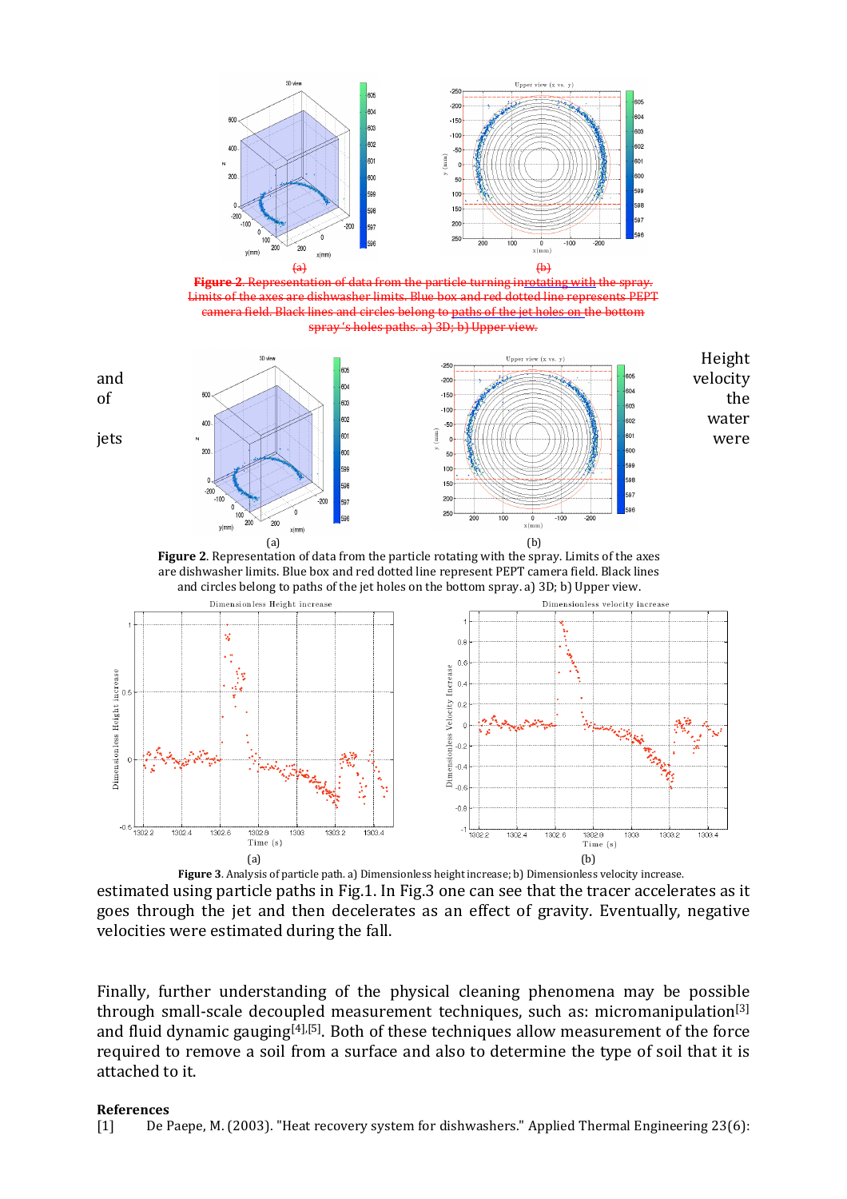~~Figure 2. Representation of data from the particle turning inrotating with the spray. Limits of the axes are dishwasher limits. Blue box and red dotted line represents PEPT camera field. Black lines and circles belong to paths of the jet holes on the bottom spray 's holes paths. a) 3D; b) Upper view.~~

Figure 2. Representation of data from the particle rotating with the spray. Limits of the axes are dishwasher limits. Blue box and red dotted line represent PEPT camera field. Black lines and circles belong to paths of the jet holes on the bottom spray. a) 3D; b) Upper view.

Figure 3. Analysis of particle path. a) Dimensionless height increase; b) Dimensionless velocity increase.

Height and velocity of the water jets were estimated using particle paths in Fig.1. In Fig.3 one can see that the tracer accelerates as it goes through the jet and then decelerates as an effect of gravity. Eventually, negative velocities were estimated during the fall.

Finally, further understanding of the physical cleaning phenomena may be possible through small-scale decoupled measurement techniques, such as: micromanipulation[3] and fluid dynamic gauging[4],[5]. Both of these techniques allow measurement of the force required to remove a soil from a surface and also to determine the type of soil that it is attached to it.

**References**

[1] De Paepe, M. (2003). "Heat recovery system for dishwashers." Applied Thermal Engineering 23(6):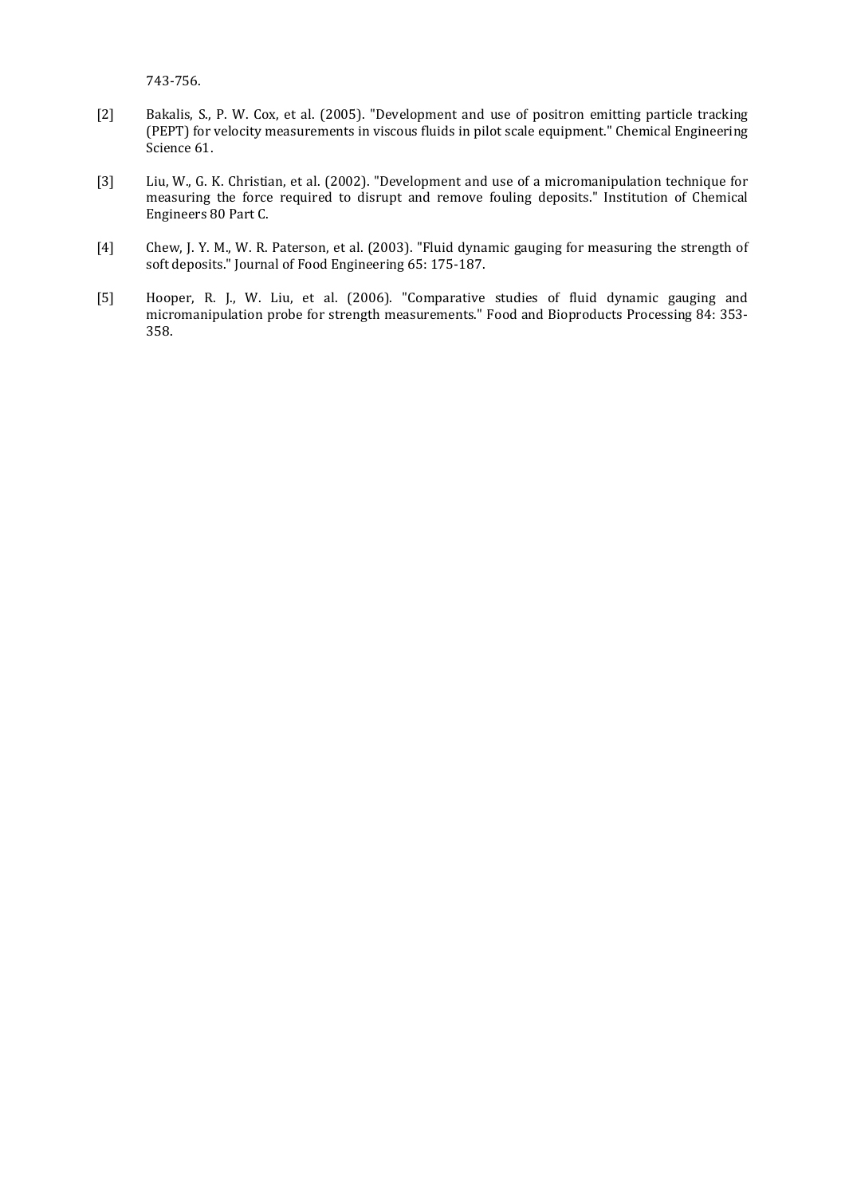743-756.

[2] Bakalis, S., P. W. Cox, et al. (2005). "Development and use of positron emitting particle tracking (PEPT) for velocity measurements in viscous fluids in pilot scale equipment." Chemical Engineering Science 61.

[3] Liu, W., G. K. Christian, et al. (2002). "Development and use of a micromanipulation technique for measuring the force required to disrupt and remove fouling deposits." Institution of Chemical Engineers 80 Part C.

[4] Chew, J. Y. M., W. R. Paterson, et al. (2003). "Fluid dynamic gauging for measuring the strength of soft deposits." Journal of Food Engineering 65: 175-187.

[5] Hooper, R. J., W. Liu, et al. (2006). "Comparative studies of fluid dynamic gauging and micromanipulation probe for strength measurements." Food and Bioproducts Processing 84: 353-358.